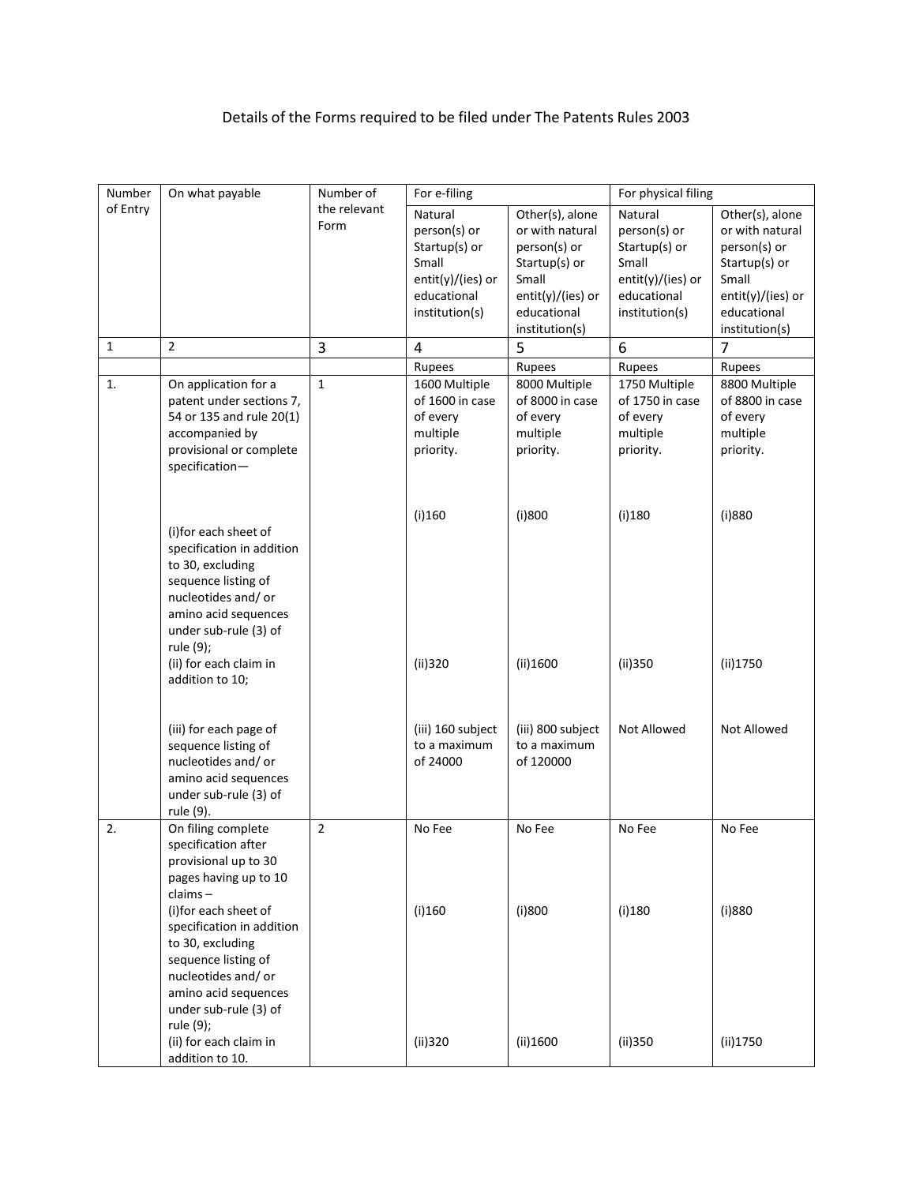# Details of the Forms required to be filed under The Patents Rules 2003

| Number of Entry | On what payable | Number of the relevant Form | For e-filing | | For physical filing | |
|---|---|---|---|---|---|---|
| | | | Natural person(s) or Startup(s) or Small entit(y)/(ies) or educational institution(s) | Other(s), alone or with natural person(s) or Startup(s) or Small entit(y)/(ies) or educational institution(s) | Natural person(s) or Startup(s) or Small entit(y)/(ies) or educational institution(s) | Other(s), alone or with natural person(s) or Startup(s) or Small entit(y)/(ies) or educational institution(s) |
| 1 | 2 | 3 | 4 | 5 | 6 | 7 |
| | | | Rupees | Rupees | Rupees | Rupees |
| 1. | On application for a patent under sections 7, 54 or 135 and rule 20(1) accompanied by provisional or complete specification— | 1 | 1600 Multiple of 1600 in case of every multiple priority. | 8000 Multiple of 8000 in case of every multiple priority. | 1750 Multiple of 1750 in case of every multiple priority. | 8800 Multiple of 8800 in case of every multiple priority. |
| | (i)for each sheet of specification in addition to 30, excluding sequence listing of nucleotides and/ or amino acid sequences under sub-rule (3) of rule (9); | | (i)160 | (i)800 | (i)180 | (i)880 |
| | (ii) for each claim in addition to 10; | | (ii)320 | (ii)1600 | (ii)350 | (ii)1750 |
| | (iii) for each page of sequence listing of nucleotides and/ or amino acid sequences under sub-rule (3) of rule (9). | | (iii) 160 subject to a maximum of 24000 | (iii) 800 subject to a maximum of 120000 | Not Allowed | Not Allowed |
| 2. | On filing complete specification after provisional up to 30 pages having up to 10 claims – | 2 | No Fee | No Fee | No Fee | No Fee |
| | (i)for each sheet of specification in addition to 30, excluding sequence listing of nucleotides and/ or amino acid sequences under sub-rule (3) of rule (9); | | (i)160 | (i)800 | (i)180 | (i)880 |
| | (ii) for each claim in addition to 10. | | (ii)320 | (ii)1600 | (ii)350 | (ii)1750 |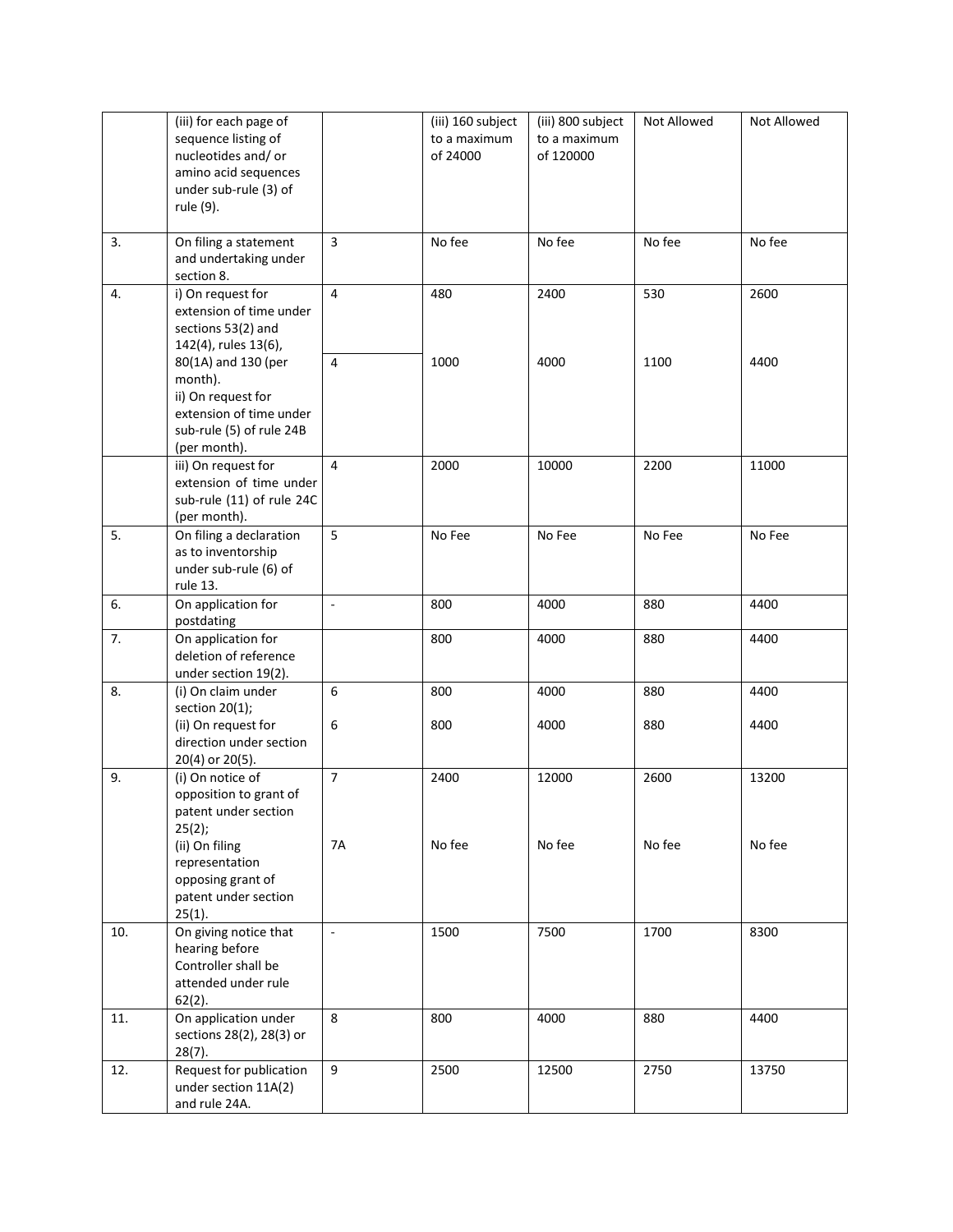|  |  |  |  |  |  |  |
|---|---|---|---|---|---|---|
|  | (iii) for each page of sequence listing of nucleotides and/ or amino acid sequences under sub-rule (3) of rule (9). |  | (iii) 160 subject to a maximum of 24000 | (iii) 800 subject to a maximum of 120000 | Not Allowed | Not Allowed |
| 3. | On filing a statement and undertaking under section 8. | 3 | No fee | No fee | No fee | No fee |
| 4. | i) On request for extension of time under sections 53(2) and 142(4), rules 13(6), 80(1A) and 130 (per month). | 4 | 480 | 2400 | 530 | 2600 |
|  | ii) On request for extension of time under sub-rule (5) of rule 24B (per month). | 4 | 1000 | 4000 | 1100 | 4400 |
|  | iii) On request for extension of time under sub-rule (11) of rule 24C (per month). | 4 | 2000 | 10000 | 2200 | 11000 |
| 5. | On filing a declaration as to inventorship under sub-rule (6) of rule 13. | 5 | No Fee | No Fee | No Fee | No Fee |
| 6. | On application for postdating | - | 800 | 4000 | 880 | 4400 |
| 7. | On application for deletion of reference under section 19(2). |  | 800 | 4000 | 880 | 4400 |
| 8. | (i) On claim under section 20(1); | 6 | 800 | 4000 | 880 | 4400 |
|  | (ii) On request for direction under section 20(4) or 20(5). | 6 | 800 | 4000 | 880 | 4400 |
| 9. | (i) On notice of opposition to grant of patent under section 25(2); | 7 | 2400 | 12000 | 2600 | 13200 |
|  | (ii) On filing representation opposing grant of patent under section 25(1). | 7A | No fee | No fee | No fee | No fee |
| 10. | On giving notice that hearing before Controller shall be attended under rule 62(2). | - | 1500 | 7500 | 1700 | 8300 |
| 11. | On application under sections 28(2), 28(3) or 28(7). | 8 | 800 | 4000 | 880 | 4400 |
| 12. | Request for publication under section 11A(2) and rule 24A. | 9 | 2500 | 12500 | 2750 | 13750 |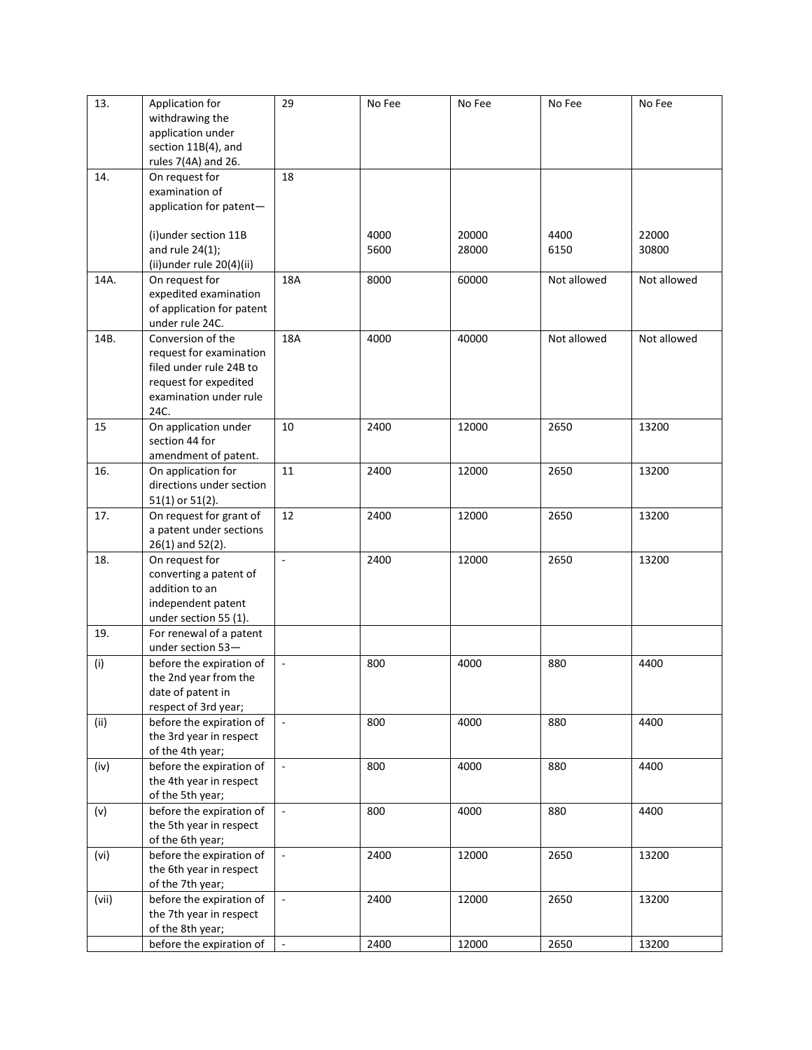| 13. | Application for withdrawing the application under section 11B(4), and rules 7(4A) and 26. | 29 | No Fee | No Fee | No Fee | No Fee |
|---|---|---|---|---|---|---|
| 14. | On request for examination of application for patent— | 18 | | | | |
| | (i)under section 11B and rule 24(1);<br>(ii)under rule 20(4)(ii) | | 4000<br>5600 | 20000<br>28000 | 4400<br>6150 | 22000<br>30800 |
| 14A. | On request for expedited examination of application for patent under rule 24C. | 18A | 8000 | 60000 | Not allowed | Not allowed |
| 14B. | Conversion of the request for examination filed under rule 24B to request for expedited examination under rule 24C. | 18A | 4000 | 40000 | Not allowed | Not allowed |
| 15 | On application under section 44 for amendment of patent. | 10 | 2400 | 12000 | 2650 | 13200 |
| 16. | On application for directions under section 51(1) or 51(2). | 11 | 2400 | 12000 | 2650 | 13200 |
| 17. | On request for grant of a patent under sections 26(1) and 52(2). | 12 | 2400 | 12000 | 2650 | 13200 |
| 18. | On request for converting a patent of addition to an independent patent under section 55 (1). | - | 2400 | 12000 | 2650 | 13200 |
| 19. | For renewal of a patent under section 53— | | | | | |
| (i) | before the expiration of the 2nd year from the date of patent in respect of 3rd year; | - | 800 | 4000 | 880 | 4400 |
| (ii) | before the expiration of the 3rd year in respect of the 4th year; | - | 800 | 4000 | 880 | 4400 |
| (iv) | before the expiration of the 4th year in respect of the 5th year; | - | 800 | 4000 | 880 | 4400 |
| (v) | before the expiration of the 5th year in respect of the 6th year; | - | 800 | 4000 | 880 | 4400 |
| (vi) | before the expiration of the 6th year in respect of the 7th year; | - | 2400 | 12000 | 2650 | 13200 |
| (vii) | before the expiration of the 7th year in respect of the 8th year; | - | 2400 | 12000 | 2650 | 13200 |
| | before the expiration of | - | 2400 | 12000 | 2650 | 13200 |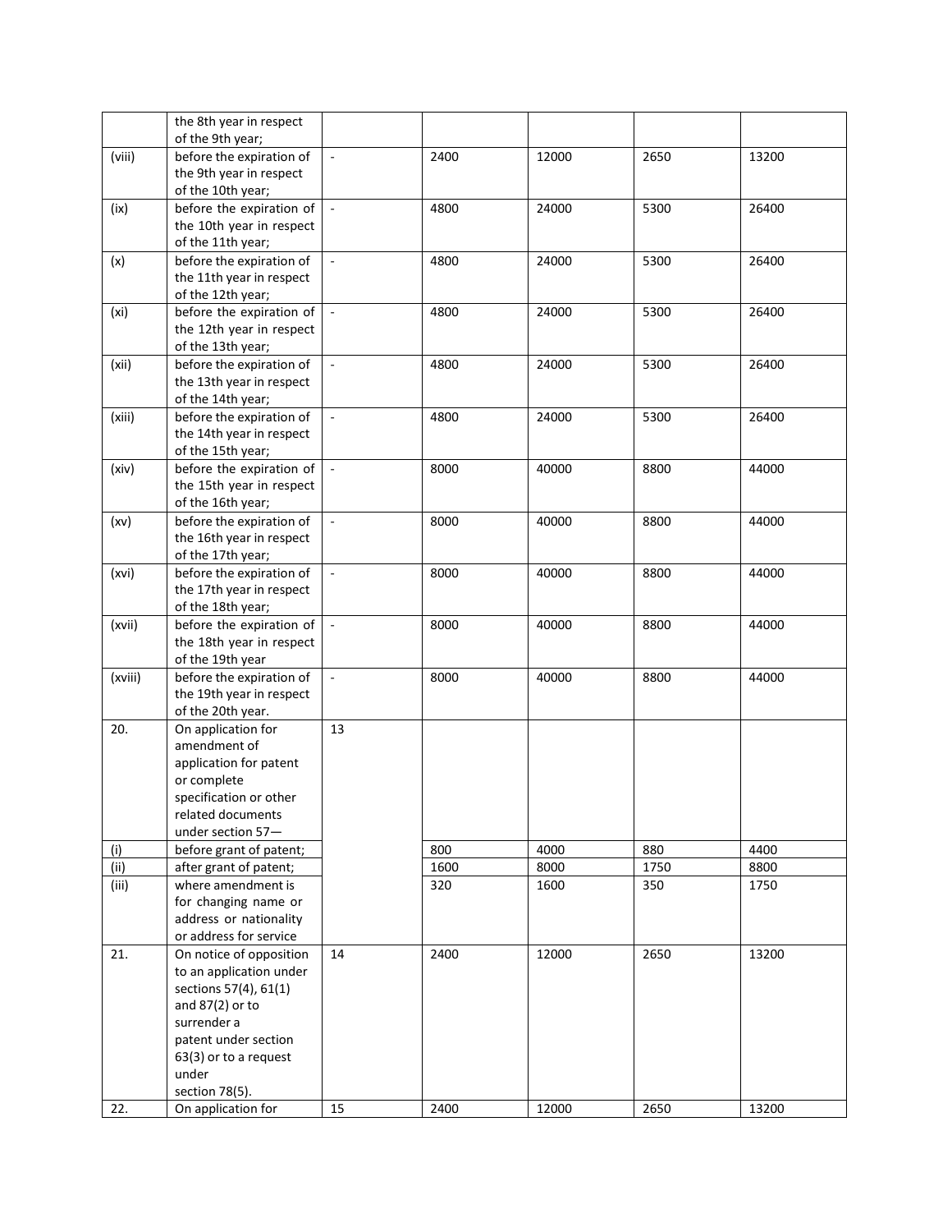| | | | | | | |
|---|---|---|---|---|---|---|
| | the 8th year in respect of the 9th year; | | | | | |
| (viii) | before the expiration of the 9th year in respect of the 10th year; | - | 2400 | 12000 | 2650 | 13200 |
| (ix) | before the expiration of the 10th year in respect of the 11th year; | - | 4800 | 24000 | 5300 | 26400 |
| (x) | before the expiration of the 11th year in respect of the 12th year; | - | 4800 | 24000 | 5300 | 26400 |
| (xi) | before the expiration of the 12th year in respect of the 13th year; | - | 4800 | 24000 | 5300 | 26400 |
| (xii) | before the expiration of the 13th year in respect of the 14th year; | - | 4800 | 24000 | 5300 | 26400 |
| (xiii) | before the expiration of the 14th year in respect of the 15th year; | - | 4800 | 24000 | 5300 | 26400 |
| (xiv) | before the expiration of the 15th year in respect of the 16th year; | - | 8000 | 40000 | 8800 | 44000 |
| (xv) | before the expiration of the 16th year in respect of the 17th year; | - | 8000 | 40000 | 8800 | 44000 |
| (xvi) | before the expiration of the 17th year in respect of the 18th year; | - | 8000 | 40000 | 8800 | 44000 |
| (xvii) | before the expiration of the 18th year in respect of the 19th year | - | 8000 | 40000 | 8800 | 44000 |
| (xviii) | before the expiration of the 19th year in respect of the 20th year. | - | 8000 | 40000 | 8800 | 44000 |
| 20. | On application for amendment of application for patent or complete specification or other related documents under section 57— | 13 | | | | |
| (i) | before grant of patent; | | 800 | 4000 | 880 | 4400 |
| (ii) | after grant of patent; | | 1600 | 8000 | 1750 | 8800 |
| (iii) | where amendment is for changing name or address or nationality or address for service | | 320 | 1600 | 350 | 1750 |
| 21. | On notice of opposition to an application under sections 57(4), 61(1) and 87(2) or to surrender a patent under section 63(3) or to a request under section 78(5). | 14 | 2400 | 12000 | 2650 | 13200 |
| 22. | On application for | 15 | 2400 | 12000 | 2650 | 13200 |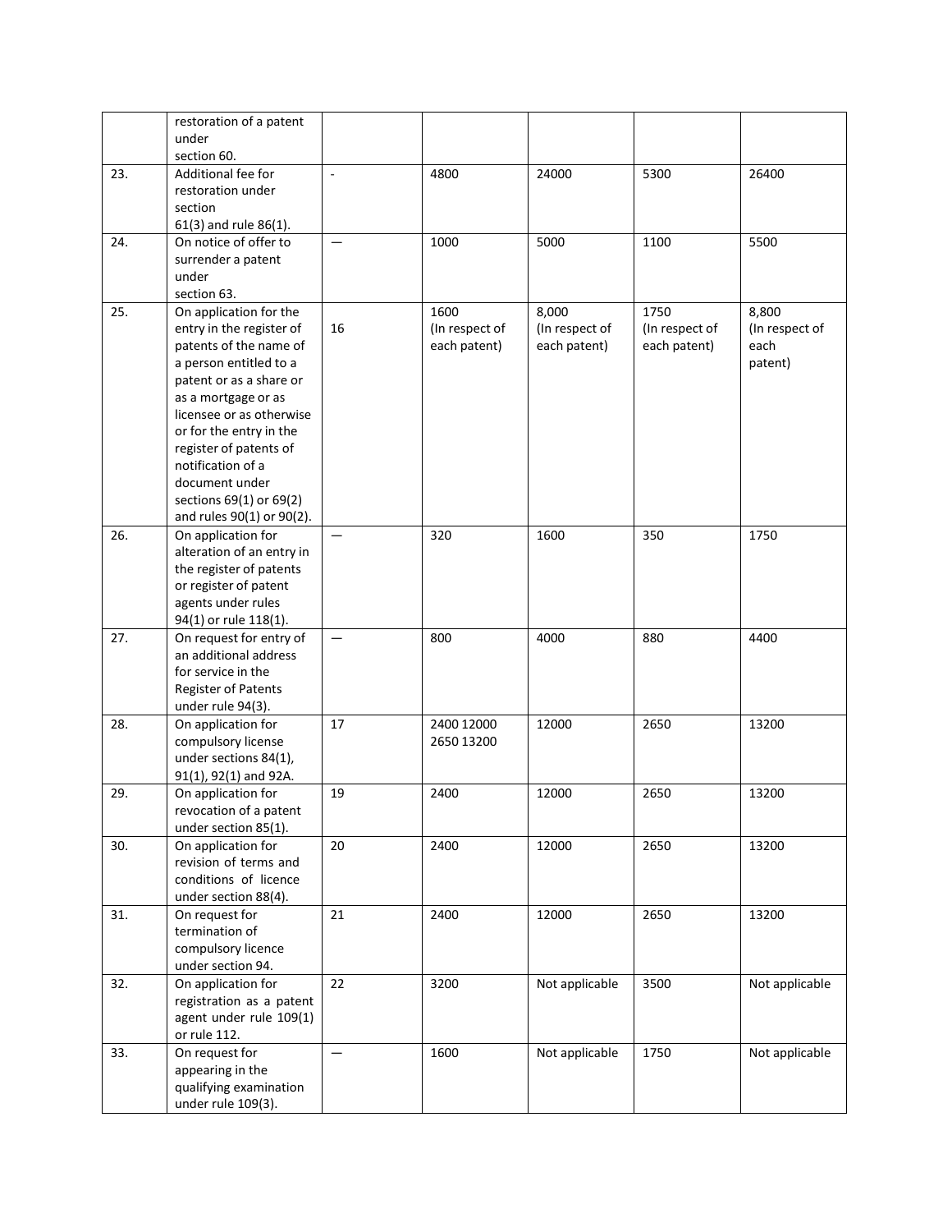| | | | | | | |
|---|---|---|---|---|---|---|
| | restoration of a patent under section 60. | | | | | |
| 23. | Additional fee for restoration under section 61(3) and rule 86(1). | - | 4800 | 24000 | 5300 | 26400 |
| 24. | On notice of offer to surrender a patent under section 63. | — | 1000 | 5000 | 1100 | 5500 |
| 25. | On application for the entry in the register of patents of the name of a person entitled to a patent or as a share or as a mortgage or as licensee or as otherwise or for the entry in the register of patents of notification of a document under sections 69(1) or 69(2) and rules 90(1) or 90(2). | 16 | 1600 (In respect of each patent) | 8,000 (In respect of each patent) | 1750 (In respect of each patent) | 8,800 (In respect of each patent) |
| 26. | On application for alteration of an entry in the register of patents or register of patent agents under rules 94(1) or rule 118(1). | — | 320 | 1600 | 350 | 1750 |
| 27. | On request for entry of an additional address for service in the Register of Patents under rule 94(3). | — | 800 | 4000 | 880 | 4400 |
| 28. | On application for compulsory license under sections 84(1), 91(1), 92(1) and 92A. | 17 | 2400 12000 2650 13200 | 12000 | 2650 | 13200 |
| 29. | On application for revocation of a patent under section 85(1). | 19 | 2400 | 12000 | 2650 | 13200 |
| 30. | On application for revision of terms and conditions of licence under section 88(4). | 20 | 2400 | 12000 | 2650 | 13200 |
| 31. | On request for termination of compulsory licence under section 94. | 21 | 2400 | 12000 | 2650 | 13200 |
| 32. | On application for registration as a patent agent under rule 109(1) or rule 112. | 22 | 3200 | Not applicable | 3500 | Not applicable |
| 33. | On request for appearing in the qualifying examination under rule 109(3). | — | 1600 | Not applicable | 1750 | Not applicable |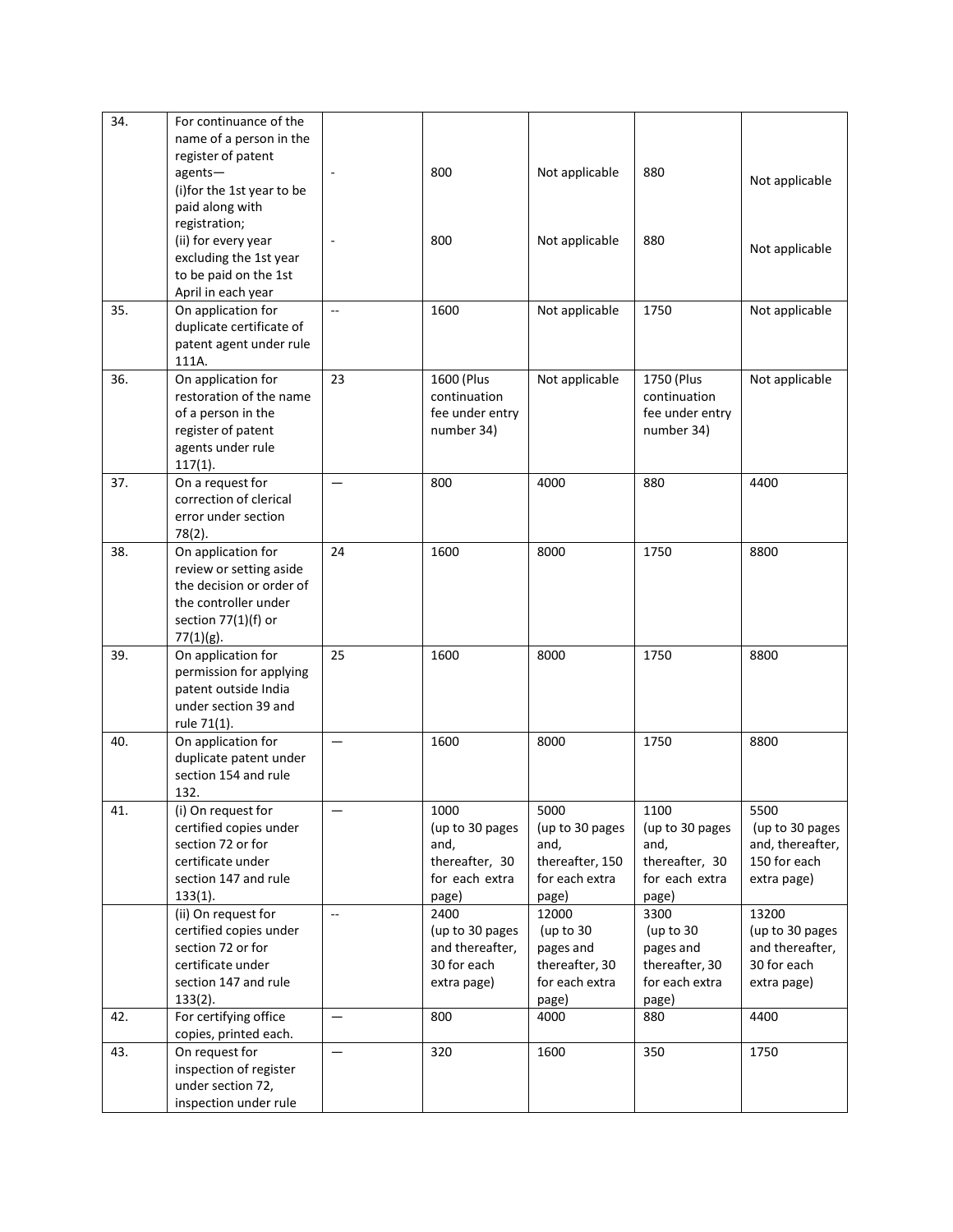| | | | | | | |
|---|---|---|---|---|---|---|
| 34. | For continuance of the name of a person in the register of patent agents—<br>(i)for the 1st year to be paid along with registration;<br>(ii) for every year excluding the 1st year to be paid on the 1st April in each year | -<br><br>- | 800<br><br>800 | Not applicable<br><br>Not applicable | 880<br><br>880 | Not applicable<br><br>Not applicable |
| 35. | On application for duplicate certificate of patent agent under rule 111A. | -- | 1600 | Not applicable | 1750 | Not applicable |
| 36. | On application for restoration of the name of a person in the register of patent agents under rule 117(1). | 23 | 1600 (Plus continuation fee under entry number 34) | Not applicable | 1750 (Plus continuation fee under entry number 34) | Not applicable |
| 37. | On a request for correction of clerical error under section 78(2). | — | 800 | 4000 | 880 | 4400 |
| 38. | On application for review or setting aside the decision or order of the controller under section 77(1)(f) or 77(1)(g). | 24 | 1600 | 8000 | 1750 | 8800 |
| 39. | On application for permission for applying patent outside India under section 39 and rule 71(1). | 25 | 1600 | 8000 | 1750 | 8800 |
| 40. | On application for duplicate patent under section 154 and rule 132. | — | 1600 | 8000 | 1750 | 8800 |
| 41. | (i) On request for certified copies under section 72 or for certificate under section 147 and rule 133(1). | — | 1000 (up to 30 pages and, thereafter, 30 for each extra page) | 5000 (up to 30 pages and, thereafter, 150 for each extra page) | 1100 (up to 30 pages and, thereafter, 30 for each extra page) | 5500 (up to 30 pages and, thereafter, 150 for each extra page) |
| | (ii) On request for certified copies under section 72 or for certificate under section 147 and rule 133(2). | -- | 2400 (up to 30 pages and thereafter, 30 for each extra page) | 12000 (up to 30 pages and thereafter, 30 for each extra page) | 3300 (up to 30 pages and thereafter, 30 for each extra page) | 13200 (up to 30 pages and thereafter, 30 for each extra page) |
| 42. | For certifying office copies, printed each. | — | 800 | 4000 | 880 | 4400 |
| 43. | On request for inspection of register under section 72, inspection under rule | — | 320 | 1600 | 350 | 1750 |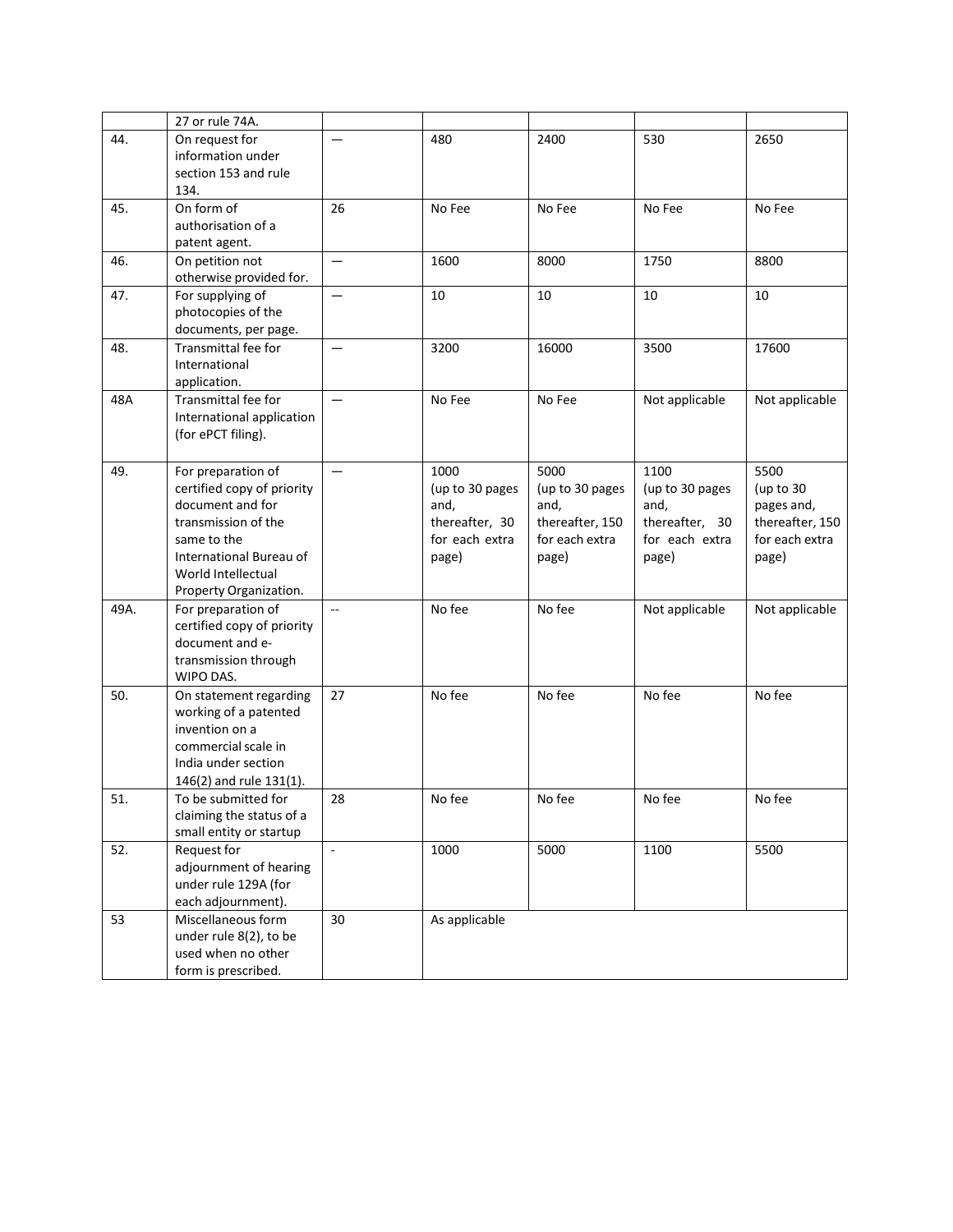| | | | | | | |
|---|---|---|---|---|---|---|
| | 27 or rule 74A. | | | | | |
| 44. | On request for information under section 153 and rule 134. | — | 480 | 2400 | 530 | 2650 |
| 45. | On form of authorisation of a patent agent. | 26 | No Fee | No Fee | No Fee | No Fee |
| 46. | On petition not otherwise provided for. | — | 1600 | 8000 | 1750 | 8800 |
| 47. | For supplying of photocopies of the documents, per page. | — | 10 | 10 | 10 | 10 |
| 48. | Transmittal fee for International application. | — | 3200 | 16000 | 3500 | 17600 |
| 48A | Transmittal fee for International application (for ePCT filing). | — | No Fee | No Fee | Not applicable | Not applicable |
| 49. | For preparation of certified copy of priority document and for transmission of the same to the International Bureau of World Intellectual Property Organization. | — | 1000 (up to 30 pages and, thereafter, 30 for each extra page) | 5000 (up to 30 pages and, thereafter, 150 for each extra page) | 1100 (up to 30 pages and, thereafter, 30 for each extra page) | 5500 (up to 30 pages and, thereafter, 150 for each extra page) |
| 49A. | For preparation of certified copy of priority document and e-transmission through WIPO DAS. | -- | No fee | No fee | Not applicable | Not applicable |
| 50. | On statement regarding working of a patented invention on a commercial scale in India under section 146(2) and rule 131(1). | 27 | No fee | No fee | No fee | No fee |
| 51. | To be submitted for claiming the status of a small entity or startup | 28 | No fee | No fee | No fee | No fee |
| 52. | Request for adjournment of hearing under rule 129A (for each adjournment). | - | 1000 | 5000 | 1100 | 5500 |
| 53 | Miscellaneous form under rule 8(2), to be used when no other form is prescribed. | 30 | As applicable | | | |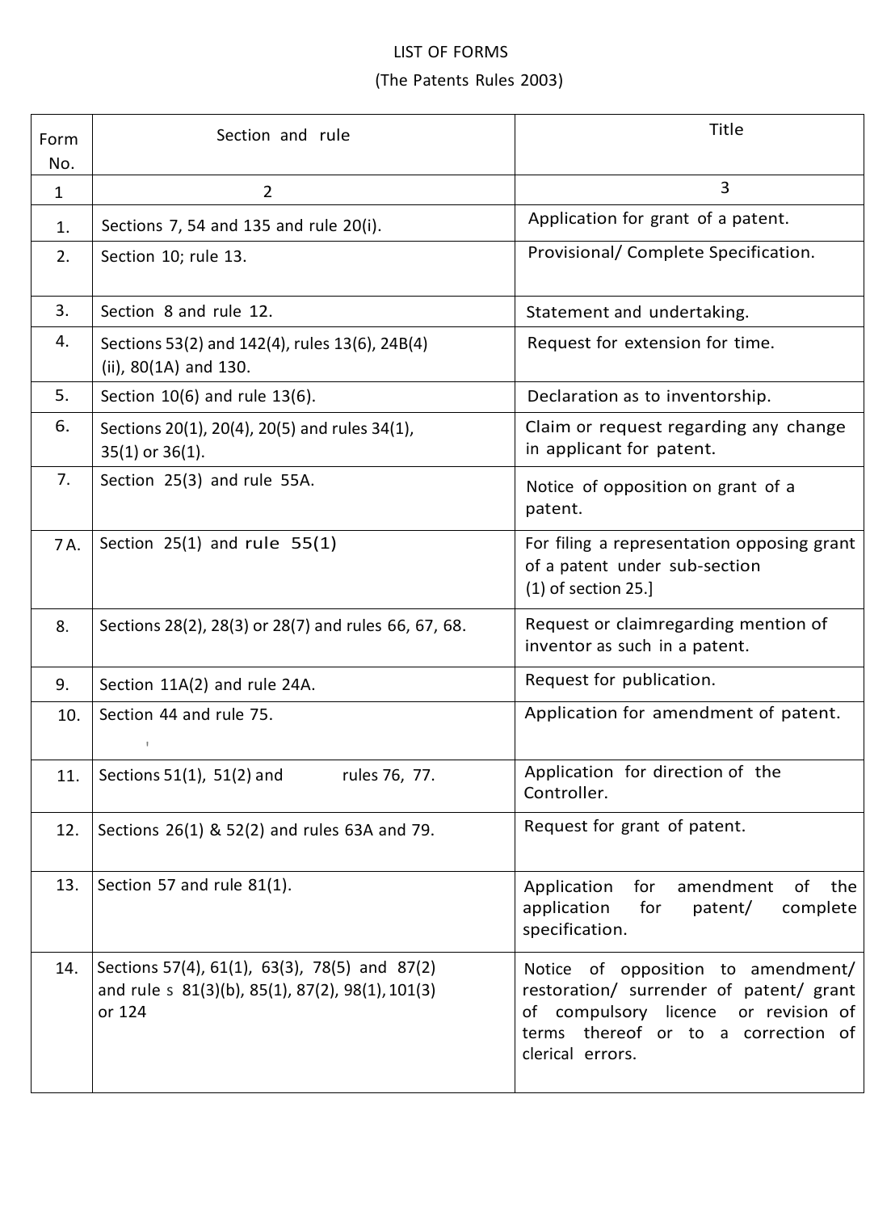LIST OF FORMS

(The Patents Rules 2003)

| Form No. | Section and rule | Title |
|---|---|---|
| 1 | 2 | 3 |
| 1. | Sections 7, 54 and 135 and rule 20(i). | Application for grant of a patent. |
| 2. | Section 10; rule 13. | Provisional/ Complete Specification. |
| 3. | Section 8 and rule 12. | Statement and undertaking. |
| 4. | Sections 53(2) and 142(4), rules 13(6), 24B(4)(ii), 80(1A) and 130. | Request for extension for time. |
| 5. | Section 10(6) and rule 13(6). | Declaration as to inventorship. |
| 6. | Sections 20(1), 20(4), 20(5) and rules 34(1), 35(1) or 36(1). | Claim or request regarding any change in applicant for patent. |
| 7. | Section 25(3) and rule 55A. | Notice of opposition on grant of a patent. |
| 7A. | Section 25(1) and rule 55(1) | For filing a representation opposing grant of a patent under sub-section (1) of section 25.] |
| 8. | Sections 28(2), 28(3) or 28(7) and rules 66, 67, 68. | Request or claimregarding mention of inventor as such in a patent. |
| 9. | Section 11A(2) and rule 24A. | Request for publication. |
| 10. | Section 44 and rule 75. | Application for amendment of patent. |
| 11. | Sections 51(1), 51(2) and rules 76, 77. | Application for direction of the Controller. |
| 12. | Sections 26(1) & 52(2) and rules 63A and 79. | Request for grant of patent. |
| 13. | Section 57 and rule 81(1). | Application for amendment of the application for patent/ complete specification. |
| 14. | Sections 57(4), 61(1), 63(3), 78(5) and 87(2) and rule s 81(3)(b), 85(1), 87(2), 98(1), 101(3) or 124 | Notice of opposition to amendment/ restoration/ surrender of patent/ grant of compulsory licence or revision of terms thereof or to a correction of clerical errors. |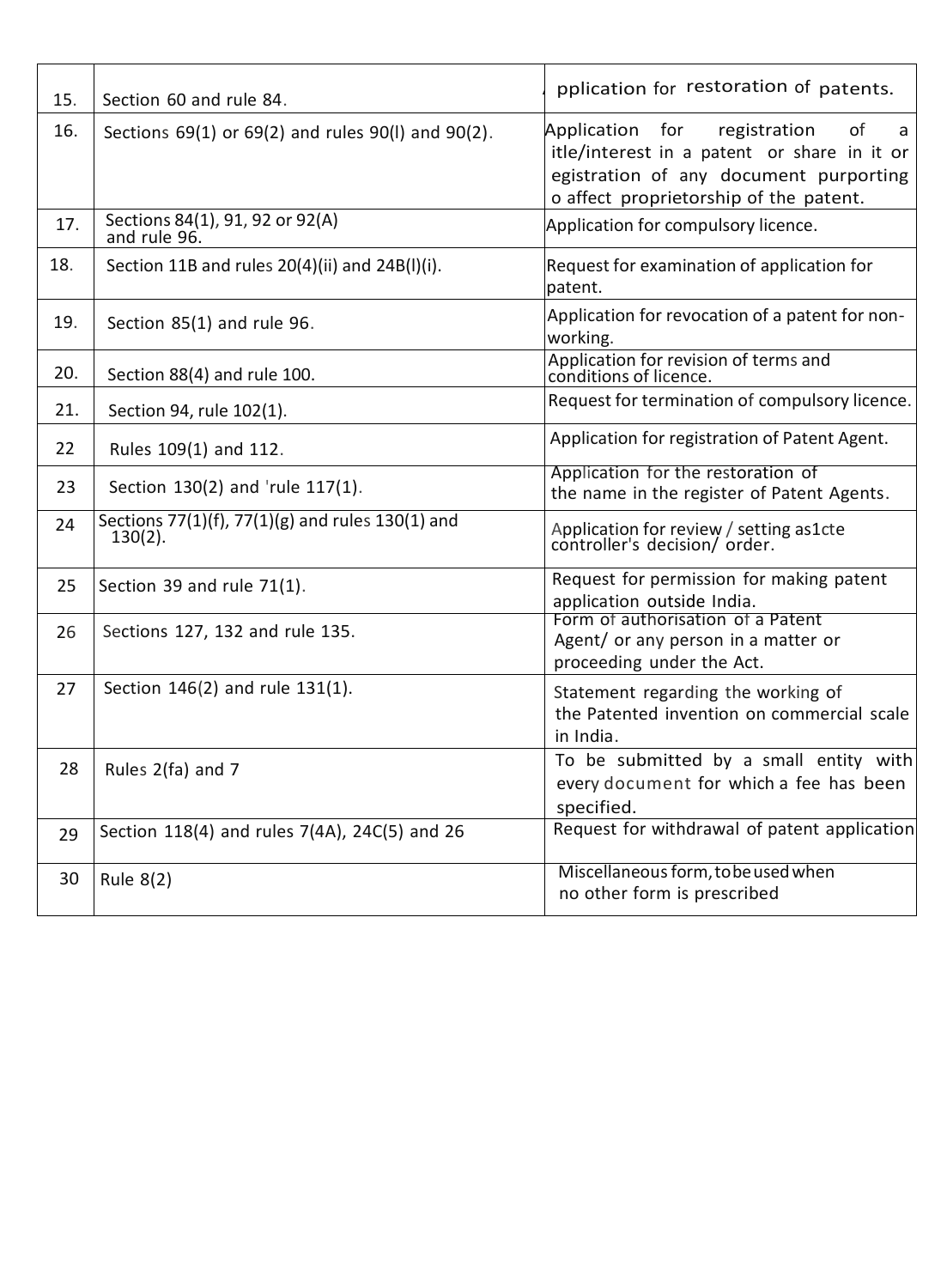| | | |
|---|---|---|
| 15. | Section 60 and rule 84. | pplication for restoration of patents. |
| 16. | Sections 69(1) or 69(2) and rules 90(l) and 90(2). | Application for registration of a itle/interest in a patent or share in it or egistration of any document purporting o affect proprietorship of the patent. |
| 17. | Sections 84(1), 91, 92 or 92(A) and rule 96. | Application for compulsory licence. |
| 18. | Section 11B and rules 20(4)(ii) and 24B(l)(i). | Request for examination of application for patent. |
| 19. | Section 85(1) and rule 96. | Application for revocation of a patent for non-working. |
| 20. | Section 88(4) and rule 100. | Application for revision of terms and conditions of licence. |
| 21. | Section 94, rule 102(1). | Request for termination of compulsory licence. |
| 22 | Rules 109(1) and 112. | Application for registration of Patent Agent. |
| 23 | Section 130(2) and 'rule 117(1). | Application for the restoration of the name in the register of Patent Agents. |
| 24 | Sections 77(1)(f), 77(1)(g) and rules 130(1) and 130(2). | Application for review / setting as1cte controller's decision/ order. |
| 25 | Section 39 and rule 71(1). | Request for permission for making patent application outside India. |
| 26 | Sections 127, 132 and rule 135. | Form of authorisation of a Patent Agent/ or any person in a matter or proceeding under the Act. |
| 27 | Section 146(2) and rule 131(1). | Statement regarding the working of the Patented invention on commercial scale in India. |
| 28 | Rules 2(fa) and 7 | To be submitted by a small entity with every document for which a fee has been specified. |
| 29 | Section 118(4) and rules 7(4A), 24C(5) and 26 | Request for withdrawal of patent application |
| 30 | Rule 8(2) | Miscellaneous form, to be used when no other form is prescribed |